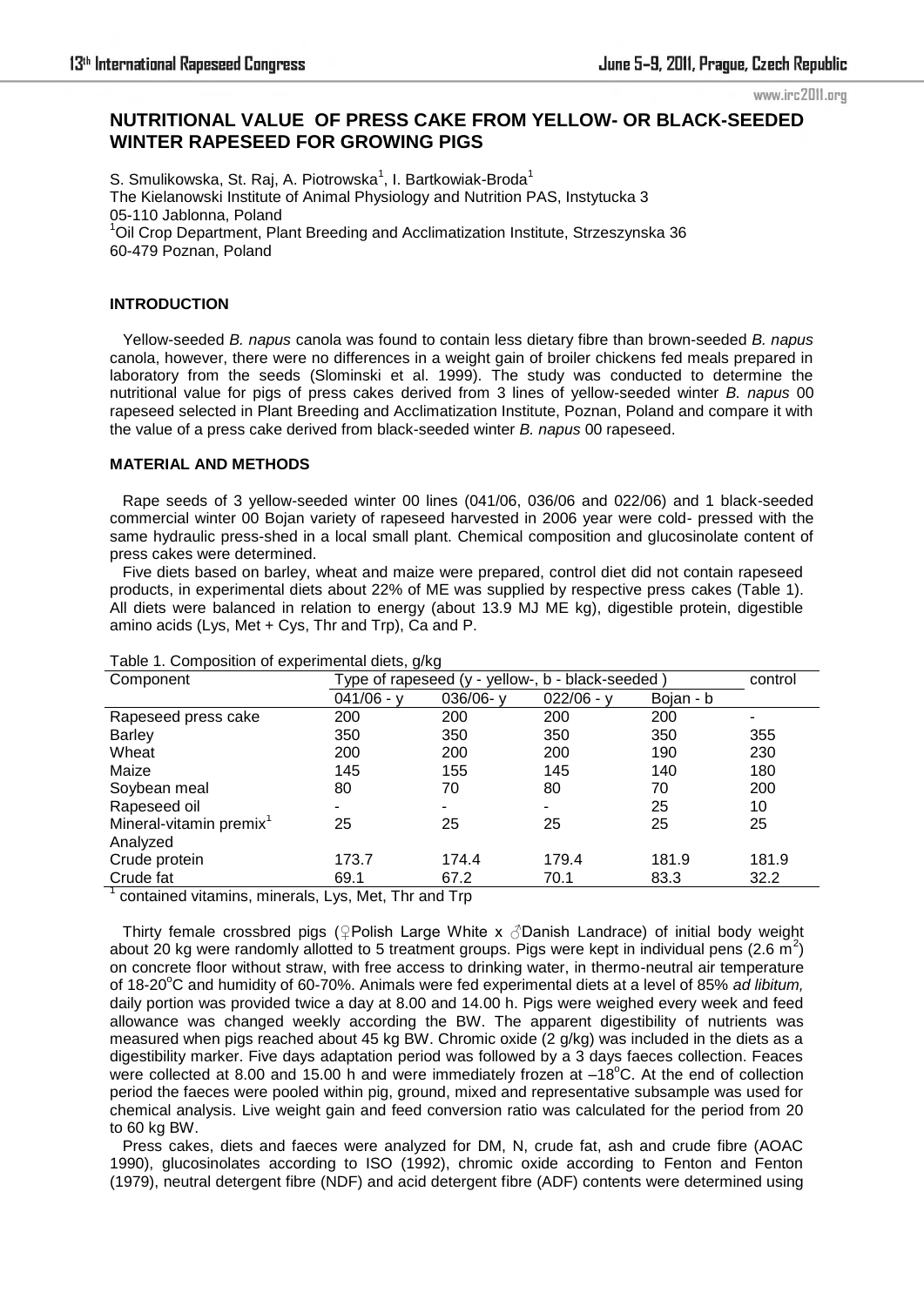# NUTRITIONAL VALUE OF PRESS CAKE FROM YELLOW- OR BLACK-SEEDED WINTER RAPESEED FOR GROWING PIGS

S. Smulikowska, St. Raj, A. Piotrowska[1], I. Bartkowiak-Broda[1]
The Kielanowski Institute of Animal Physiology and Nutrition PAS, Instytucka 3
05-110 Jablonna, Poland
[1]Oil Crop Department, Plant Breeding and Acclimatization Institute, Strzeszynska 36
60-479 Poznan, Poland

## INTRODUCTION

Yellow-seeded *B. napus* canola was found to contain less dietary fibre than brown-seeded *B. napus* canola, however, there were no differences in a weight gain of broiler chickens fed meals prepared in laboratory from the seeds (Slominski et al. 1999). The study was conducted to determine the nutritional value for pigs of press cakes derived from 3 lines of yellow-seeded winter *B. napus* 00 rapeseed selected in Plant Breeding and Acclimatization Institute, Poznan, Poland and compare it with the value of a press cake derived from black-seeded winter *B. napus* 00 rapeseed.

## MATERIAL AND METHODS

Rape seeds of 3 yellow-seeded winter 00 lines (041/06, 036/06 and 022/06) and 1 black-seeded commercial winter 00 Bojan variety of rapeseed harvested in 2006 year were cold- pressed with the same hydraulic press-shed in a local small plant. Chemical composition and glucosinolate content of press cakes were determined.

Five diets based on barley, wheat and maize were prepared, control diet did not contain rapeseed products, in experimental diets about 22% of ME was supplied by respective press cakes (Table 1). All diets were balanced in relation to energy (about 13.9 MJ ME kg), digestible protein, digestible amino acids (Lys, Met + Cys, Thr and Trp), Ca and P.

Table 1. Composition of experimental diets, g/kg

| Component | Type of rapeseed (y - yellow-, b - black-seeded ) | | | | control |
|---|---|---|---|---|---|
| | 041/06 - y | 036/06- y | 022/06 - y | Bojan - b | |
| Rapeseed press cake | 200 | 200 | 200 | 200 | - |
| Barley | 350 | 350 | 350 | 350 | 355 |
| Wheat | 200 | 200 | 200 | 190 | 230 |
| Maize | 145 | 155 | 145 | 140 | 180 |
| Soybean meal | 80 | 70 | 80 | 70 | 200 |
| Rapeseed oil | - | - | - | 25 | 10 |
| Mineral-vitamin premix[1] | 25 | 25 | 25 | 25 | 25 |
| Analyzed | | | | | |
| Crude protein | 173.7 | 174.4 | 179.4 | 181.9 | 181.9 |
| Crude fat | 69.1 | 67.2 | 70.1 | 83.3 | 32.2 |

[1] contained vitamins, minerals, Lys, Met, Thr and Trp

Thirty female crossbred pigs (♀Polish Large White x ♂Danish Landrace) of initial body weight about 20 kg were randomly allotted to 5 treatment groups. Pigs were kept in individual pens (2.6 $m^2$) on concrete floor without straw, with free access to drinking water, in thermo-neutral air temperature of 18-20°C and humidity of 60-70%. Animals were fed experimental diets at a level of 85% *ad libitum,* daily portion was provided twice a day at 8.00 and 14.00 h. Pigs were weighed every week and feed allowance was changed weekly according the BW. The apparent digestibility of nutrients was measured when pigs reached about 45 kg BW. Chromic oxide (2 g/kg) was included in the diets as a digestibility marker. Five days adaptation period was followed by a 3 days faeces collection. Feaces were collected at 8.00 and 15.00 h and were immediately frozen at –18°C. At the end of collection period the faeces were pooled within pig, ground, mixed and representative subsample was used for chemical analysis. Live weight gain and feed conversion ratio was calculated for the period from 20 to 60 kg BW.

Press cakes, diets and faeces were analyzed for DM, N, crude fat, ash and crude fibre (AOAC 1990), glucosinolates according to ISO (1992), chromic oxide according to Fenton and Fenton (1979), neutral detergent fibre (NDF) and acid detergent fibre (ADF) contents were determined using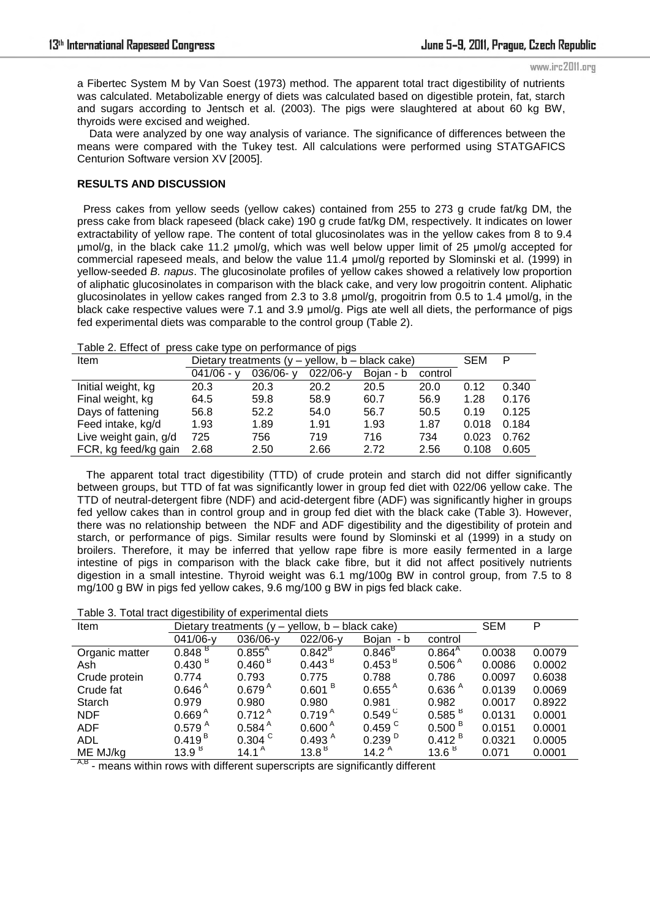a Fibertec System M by Van Soest (1973) method. The apparent total tract digestibility of nutrients was calculated. Metabolizable energy of diets was calculated based on digestible protein, fat, starch and sugars according to Jentsch et al. (2003). The pigs were slaughtered at about 60 kg BW, thyroids were excised and weighed.

Data were analyzed by one way analysis of variance. The significance of differences between the means were compared with the Tukey test. All calculations were performed using STATGAFICS Centurion Software version XV [2005].

**RESULTS AND DISCUSSION**

Press cakes from yellow seeds (yellow cakes) contained from 255 to 273 g crude fat/kg DM, the press cake from black rapeseed (black cake) 190 g crude fat/kg DM, respectively. It indicates on lower extractability of yellow rape. The content of total glucosinolates was in the yellow cakes from 8 to 9.4 µmol/g, in the black cake 11.2 µmol/g, which was well below upper limit of 25 µmol/g accepted for commercial rapeseed meals, and below the value 11.4 µmol/g reported by Slominski et al. (1999) in yellow-seeded *B. napus*. The glucosinolate profiles of yellow cakes showed a relatively low proportion of aliphatic glucosinolates in comparison with the black cake, and very low progoitrin content. Aliphatic glucosinolates in yellow cakes ranged from 2.3 to 3.8 µmol/g, progoitrin from 0.5 to 1.4 µmol/g, in the black cake respective values were 7.1 and 3.9 µmol/g. Pigs ate well all diets, the performance of pigs fed experimental diets was comparable to the control group (Table 2).

Table 2. Effect of press cake type on performance of pigs

| Item | Dietary treatments (y – yellow, b – black cake) | | | | | SEM | P |
|---|---|---|---|---|---|---|---|
| | 041/06 - y | 036/06- y | 022/06-y | Bojan - b | control | | |
| Initial weight, kg | 20.3 | 20.3 | 20.2 | 20.5 | 20.0 | 0.12 | 0.340 |
| Final weight, kg | 64.5 | 59.8 | 58.9 | 60.7 | 56.9 | 1.28 | 0.176 |
| Days of fattening | 56.8 | 52.2 | 54.0 | 56.7 | 50.5 | 0.19 | 0.125 |
| Feed intake, kg/d | 1.93 | 1.89 | 1.91 | 1.93 | 1.87 | 0.018 | 0.184 |
| Live weight gain, g/d | 725 | 756 | 719 | 716 | 734 | 0.023 | 0.762 |
| FCR, kg feed/kg gain | 2.68 | 2.50 | 2.66 | 2.72 | 2.56 | 0.108 | 0.605 |

The apparent total tract digestibility (TTD) of crude protein and starch did not differ significantly between groups, but TTD of fat was significantly lower in group fed diet with 022/06 yellow cake. The TTD of neutral-detergent fibre (NDF) and acid-detergent fibre (ADF) was significantly higher in groups fed yellow cakes than in control group and in group fed diet with the black cake (Table 3). However, there was no relationship between the NDF and ADF digestibility and the digestibility of protein and starch, or performance of pigs. Similar results were found by Slominski et al (1999) in a study on broilers. Therefore, it may be inferred that yellow rape fibre is more easily fermented in a large intestine of pigs in comparison with the black cake fibre, but it did not affect positively nutrients digestion in a small intestine. Thyroid weight was 6.1 mg/100g BW in control group, from 7.5 to 8 mg/100 g BW in pigs fed yellow cakes, 9.6 mg/100 g BW in pigs fed black cake.

Table 3. Total tract digestibility of experimental diets

| Item | Dietary treatments (y – yellow, b – black cake) | | | | | SEM | P |
|---|---|---|---|---|---|---|---|
| | 041/06-y | 036/06-y | 022/06-y | Bojan - b | control | | |
| Organic matter | $0.848^{B}$ | $0.855^{A}$ | $0.842^{B}$ | $0.846^{B}$ | $0.864^{A}$ | 0.0038 | 0.0079 |
| Ash | $0.430^{B}$ | $0.460^{B}$ | $0.443^{B}$ | $0.453^{B}$ | $0.506^{A}$ | 0.0086 | 0.0002 |
| Crude protein | 0.774 | 0.793 | 0.775 | 0.788 | 0.786 | 0.0097 | 0.6038 |
| Crude fat | $0.646^{A}$ | $0.679^{A}$ | $0.601^{B}$ | $0.655^{A}$ | $0.636^{A}$ | 0.0139 | 0.0069 |
| Starch | 0.979 | 0.980 | 0.980 | 0.981 | 0.982 | 0.0017 | 0.8922 |
| NDF | $0.669^{A}$ | $0.712^{A}$ | $0.719^{A}$ | $0.549^{C}$ | $0.585^{B}$ | 0.0131 | 0.0001 |
| ADF | $0.579^{A}$ | $0.584^{A}$ | $0.600^{A}$ | $0.459^{C}$ | $0.500^{B}$ | 0.0151 | 0.0001 |
| ADL | $0.419^{B}$ | $0.304^{C}$ | $0.493^{A}$ | $0.239^{D}$ | $0.412^{B}$ | 0.0321 | 0.0005 |
| ME MJ/kg | $13.9^{B}$ | $14.1^{A}$ | $13.8^{B}$ | $14.2^{A}$ | $13.6^{B}$ | 0.071 | 0.0001 |

$^{A,B}$ - means within rows with different superscripts are significantly different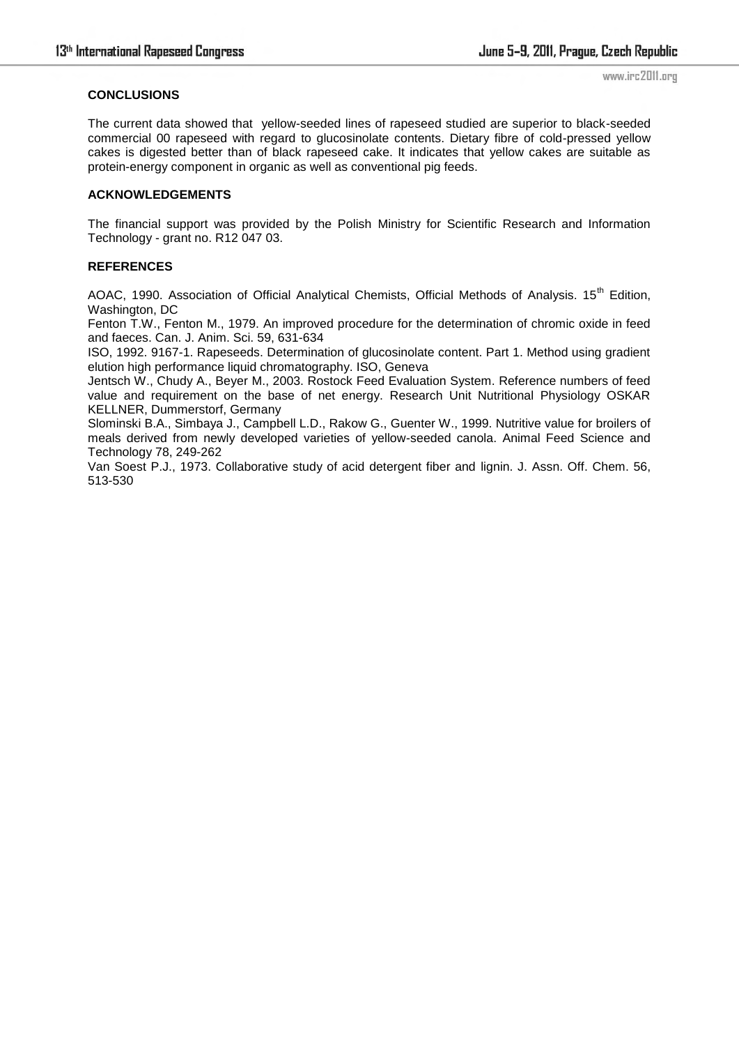### CONCLUSIONS

The current data showed that yellow-seeded lines of rapeseed studied are superior to black-seeded commercial 00 rapeseed with regard to glucosinolate contents. Dietary fibre of cold-pressed yellow cakes is digested better than of black rapeseed cake. It indicates that yellow cakes are suitable as protein-energy component in organic as well as conventional pig feeds.

### ACKNOWLEDGEMENTS

The financial support was provided by the Polish Ministry for Scientific Research and Information Technology - grant no. R12 047 03.

### REFERENCES

AOAC, 1990. Association of Official Analytical Chemists, Official Methods of Analysis. 15$^{th}$ Edition, Washington, DC

Fenton T.W., Fenton M., 1979. An improved procedure for the determination of chromic oxide in feed and faeces. Can. J. Anim. Sci. 59, 631-634

ISO, 1992. 9167-1. Rapeseeds. Determination of glucosinolate content. Part 1. Method using gradient elution high performance liquid chromatography. ISO, Geneva

Jentsch W., Chudy A., Beyer M., 2003. Rostock Feed Evaluation System. Reference numbers of feed value and requirement on the base of net energy. Research Unit Nutritional Physiology OSKAR KELLNER, Dummerstorf, Germany

Slominski B.A., Simbaya J., Campbell L.D., Rakow G., Guenter W., 1999. Nutritive value for broilers of meals derived from newly developed varieties of yellow-seeded canola. Animal Feed Science and Technology 78, 249-262

Van Soest P.J., 1973. Collaborative study of acid detergent fiber and lignin. J. Assn. Off. Chem. 56, 513-530